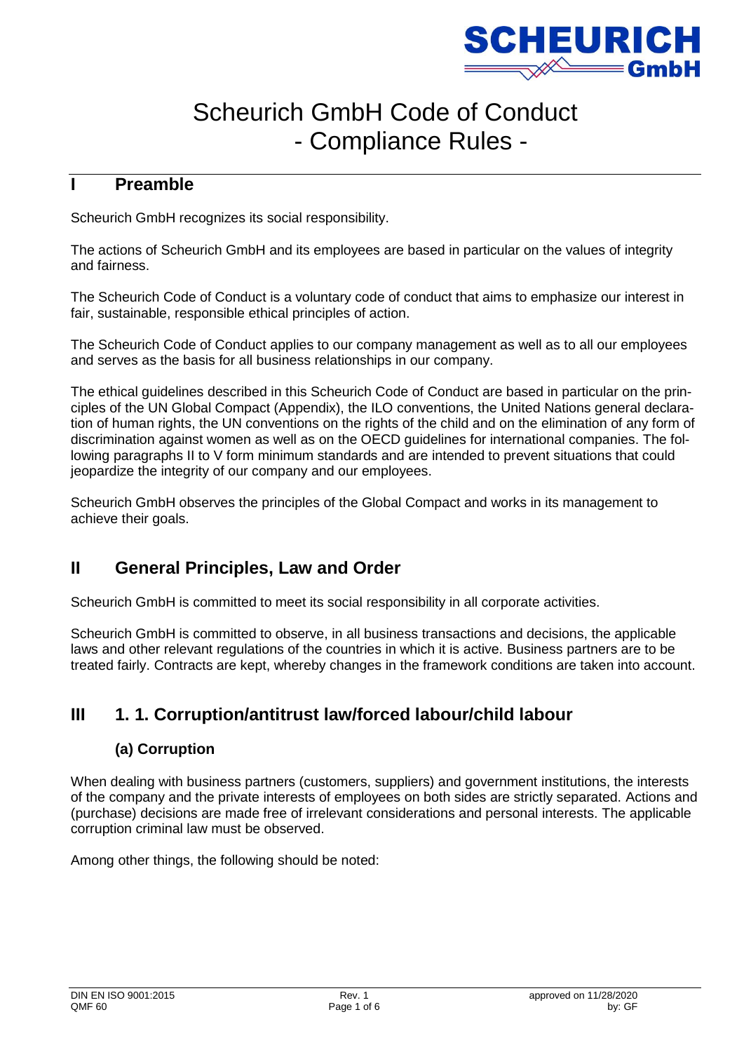# Scheurich GmbH Code of Conduct
# - Compliance Rules -

## I Preamble

Scheurich GmbH recognizes its social responsibility.

The actions of Scheurich GmbH and its employees are based in particular on the values of integrity and fairness.

The Scheurich Code of Conduct is a voluntary code of conduct that aims to emphasize our interest in fair, sustainable, responsible ethical principles of action.

The Scheurich Code of Conduct applies to our company management as well as to all our employees and serves as the basis for all business relationships in our company.

The ethical guidelines described in this Scheurich Code of Conduct are based in particular on the principles of the UN Global Compact (Appendix), the ILO conventions, the United Nations general declaration of human rights, the UN conventions on the rights of the child and on the elimination of any form of discrimination against women as well as on the OECD guidelines for international companies. The following paragraphs II to V form minimum standards and are intended to prevent situations that could jeopardize the integrity of our company and our employees.

Scheurich GmbH observes the principles of the Global Compact and works in its management to achieve their goals.

## II General Principles, Law and Order

Scheurich GmbH is committed to meet its social responsibility in all corporate activities.

Scheurich GmbH is committed to observe, in all business transactions and decisions, the applicable laws and other relevant regulations of the countries in which it is active. Business partners are to be treated fairly. Contracts are kept, whereby changes in the framework conditions are taken into account.

## III 1. 1. Corruption/antitrust law/forced labour/child labour

### (a) Corruption

When dealing with business partners (customers, suppliers) and government institutions, the interests of the company and the private interests of employees on both sides are strictly separated. Actions and (purchase) decisions are made free of irrelevant considerations and personal interests. The applicable corruption criminal law must be observed.

Among other things, the following should be noted: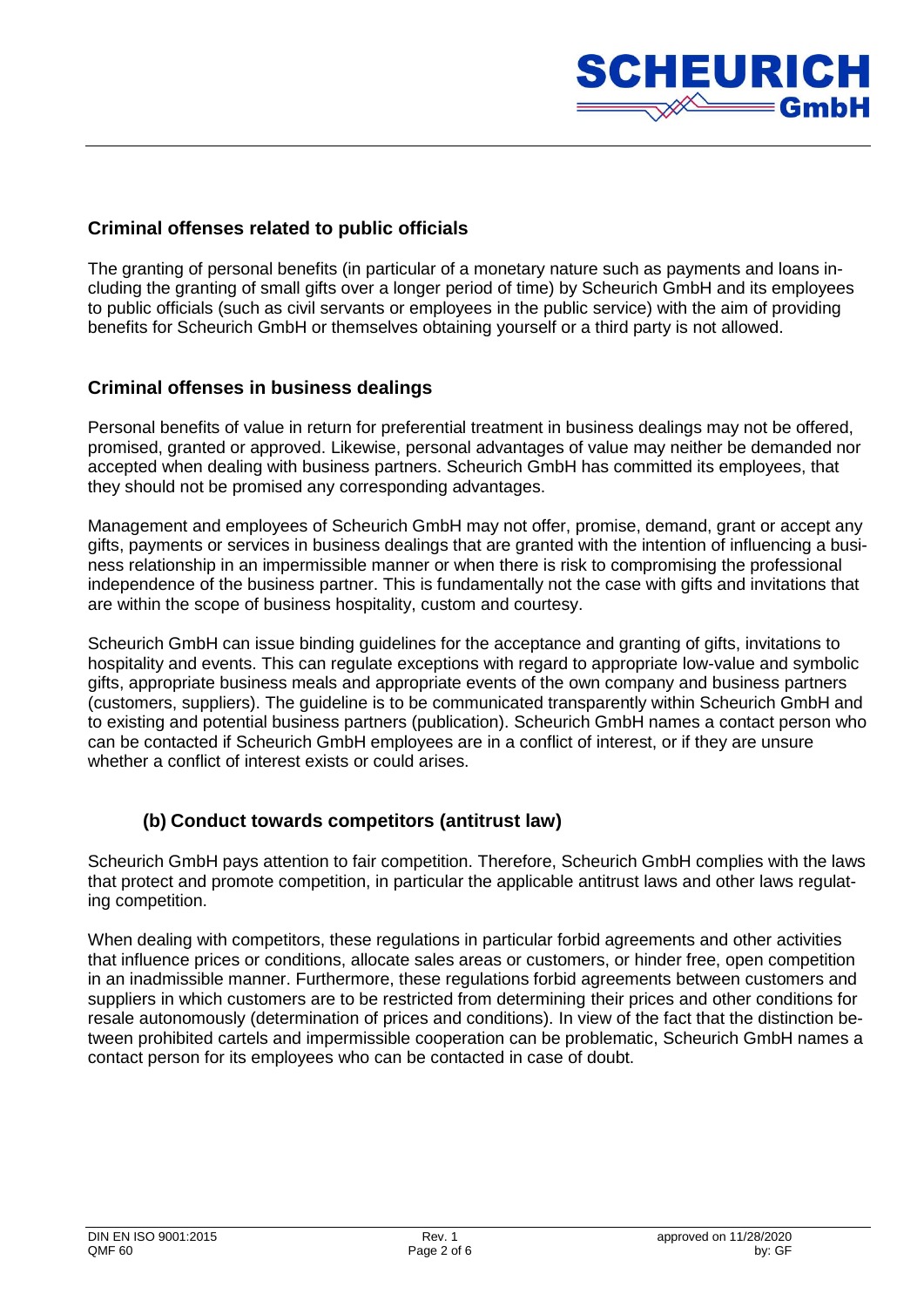### Criminal offenses related to public officials

The granting of personal benefits (in particular of a monetary nature such as payments and loans including the granting of small gifts over a longer period of time) by Scheurich GmbH and its employees to public officials (such as civil servants or employees in the public service) with the aim of providing benefits for Scheurich GmbH or themselves obtaining yourself or a third party is not allowed.

### Criminal offenses in business dealings

Personal benefits of value in return for preferential treatment in business dealings may not be offered, promised, granted or approved. Likewise, personal advantages of value may neither be demanded nor accepted when dealing with business partners. Scheurich GmbH has committed its employees, that they should not be promised any corresponding advantages.

Management and employees of Scheurich GmbH may not offer, promise, demand, grant or accept any gifts, payments or services in business dealings that are granted with the intention of influencing a business relationship in an impermissible manner or when there is risk to compromising the professional independence of the business partner. This is fundamentally not the case with gifts and invitations that are within the scope of business hospitality, custom and courtesy.

Scheurich GmbH can issue binding guidelines for the acceptance and granting of gifts, invitations to hospitality and events. This can regulate exceptions with regard to appropriate low-value and symbolic gifts, appropriate business meals and appropriate events of the own company and business partners (customers, suppliers). The guideline is to be communicated transparently within Scheurich GmbH and to existing and potential business partners (publication). Scheurich GmbH names a contact person who can be contacted if Scheurich GmbH employees are in a conflict of interest, or if they are unsure whether a conflict of interest exists or could arises.

### (b) Conduct towards competitors (antitrust law)

Scheurich GmbH pays attention to fair competition. Therefore, Scheurich GmbH complies with the laws that protect and promote competition, in particular the applicable antitrust laws and other laws regulating competition.

When dealing with competitors, these regulations in particular forbid agreements and other activities that influence prices or conditions, allocate sales areas or customers, or hinder free, open competition in an inadmissible manner. Furthermore, these regulations forbid agreements between customers and suppliers in which customers are to be restricted from determining their prices and other conditions for resale autonomously (determination of prices and conditions). In view of the fact that the distinction between prohibited cartels and impermissible cooperation can be problematic, Scheurich GmbH names a contact person for its employees who can be contacted in case of doubt.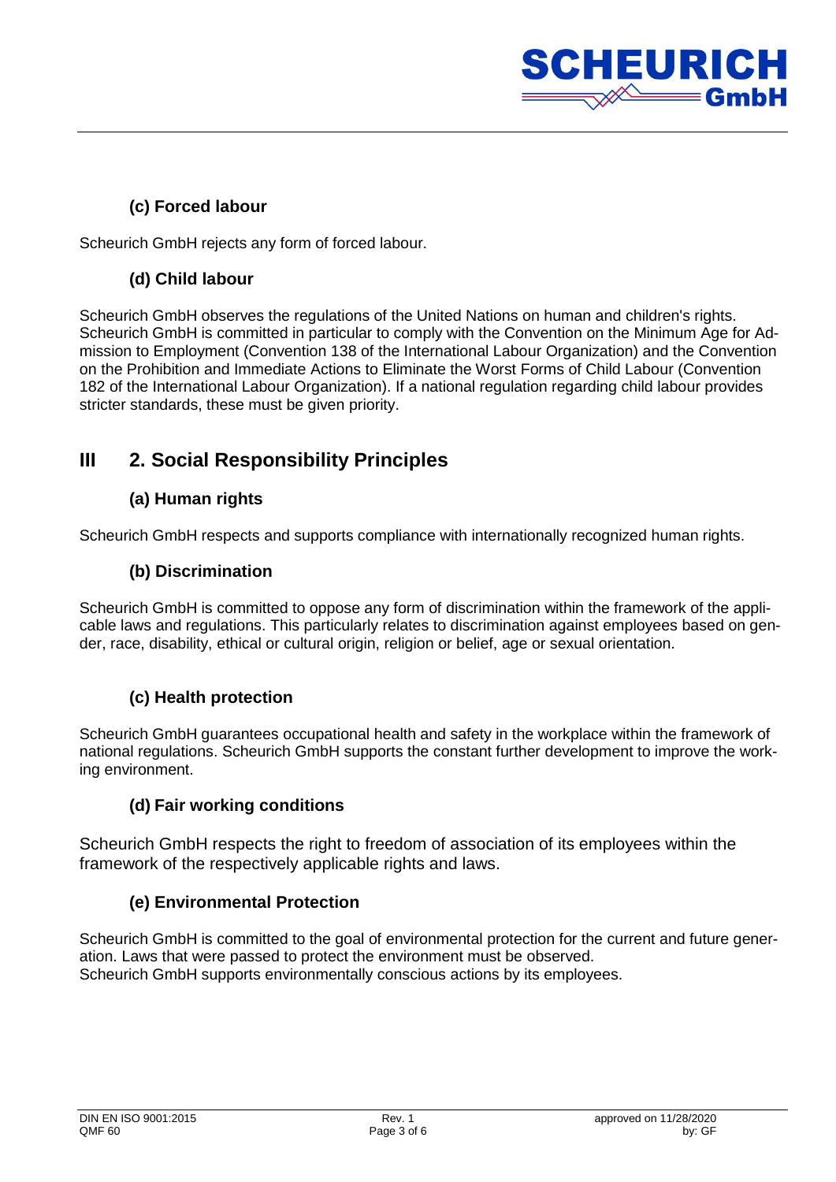### (c) Forced labour

Scheurich GmbH rejects any form of forced labour.

### (d) Child labour

Scheurich GmbH observes the regulations of the United Nations on human and children's rights. Scheurich GmbH is committed in particular to comply with the Convention on the Minimum Age for Admission to Employment (Convention 138 of the International Labour Organization) and the Convention on the Prohibition and Immediate Actions to Eliminate the Worst Forms of Child Labour (Convention 182 of the International Labour Organization). If a national regulation regarding child labour provides stricter standards, these must be given priority.

## III 2. Social Responsibility Principles

### (a) Human rights

Scheurich GmbH respects and supports compliance with internationally recognized human rights.

### (b) Discrimination

Scheurich GmbH is committed to oppose any form of discrimination within the framework of the applicable laws and regulations. This particularly relates to discrimination against employees based on gender, race, disability, ethical or cultural origin, religion or belief, age or sexual orientation.

### (c) Health protection

Scheurich GmbH guarantees occupational health and safety in the workplace within the framework of national regulations. Scheurich GmbH supports the constant further development to improve the working environment.

### (d) Fair working conditions

Scheurich GmbH respects the right to freedom of association of its employees within the framework of the respectively applicable rights and laws.

### (e) Environmental Protection

Scheurich GmbH is committed to the goal of environmental protection for the current and future generation. Laws that were passed to protect the environment must be observed.
Scheurich GmbH supports environmentally conscious actions by its employees.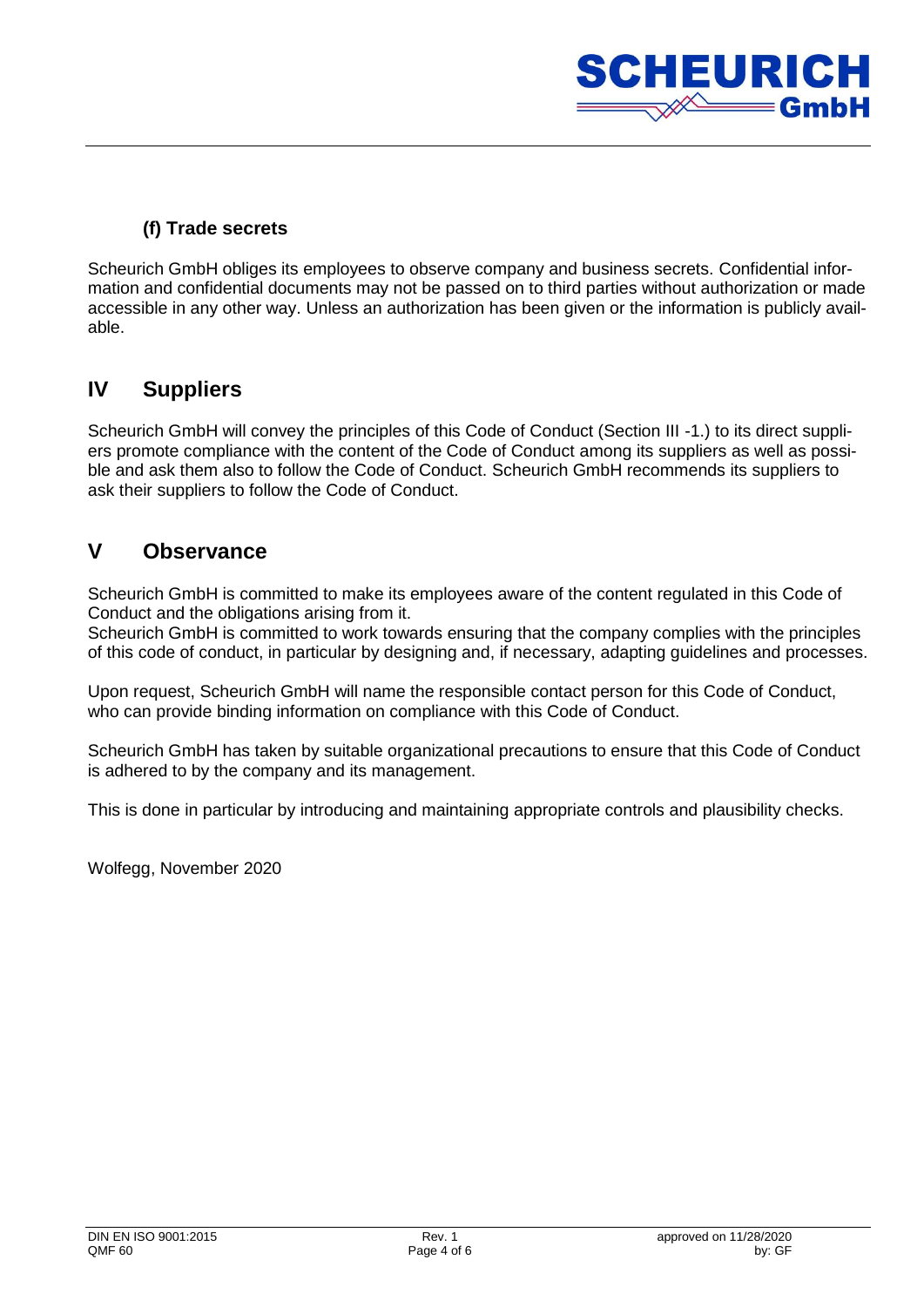### (f) Trade secrets

Scheurich GmbH obliges its employees to observe company and business secrets. Confidential information and confidential documents may not be passed on to third parties without authorization or made accessible in any other way. Unless an authorization has been given or the information is publicly available.

## IV Suppliers

Scheurich GmbH will convey the principles of this Code of Conduct (Section III -1.) to its direct suppliers promote compliance with the content of the Code of Conduct among its suppliers as well as possible and ask them also to follow the Code of Conduct. Scheurich GmbH recommends its suppliers to ask their suppliers to follow the Code of Conduct.

## V Observance

Scheurich GmbH is committed to make its employees aware of the content regulated in this Code of Conduct and the obligations arising from it.
Scheurich GmbH is committed to work towards ensuring that the company complies with the principles of this code of conduct, in particular by designing and, if necessary, adapting guidelines and processes.

Upon request, Scheurich GmbH will name the responsible contact person for this Code of Conduct, who can provide binding information on compliance with this Code of Conduct.

Scheurich GmbH has taken by suitable organizational precautions to ensure that this Code of Conduct is adhered to by the company and its management.

This is done in particular by introducing and maintaining appropriate controls and plausibility checks.

Wolfegg, November 2020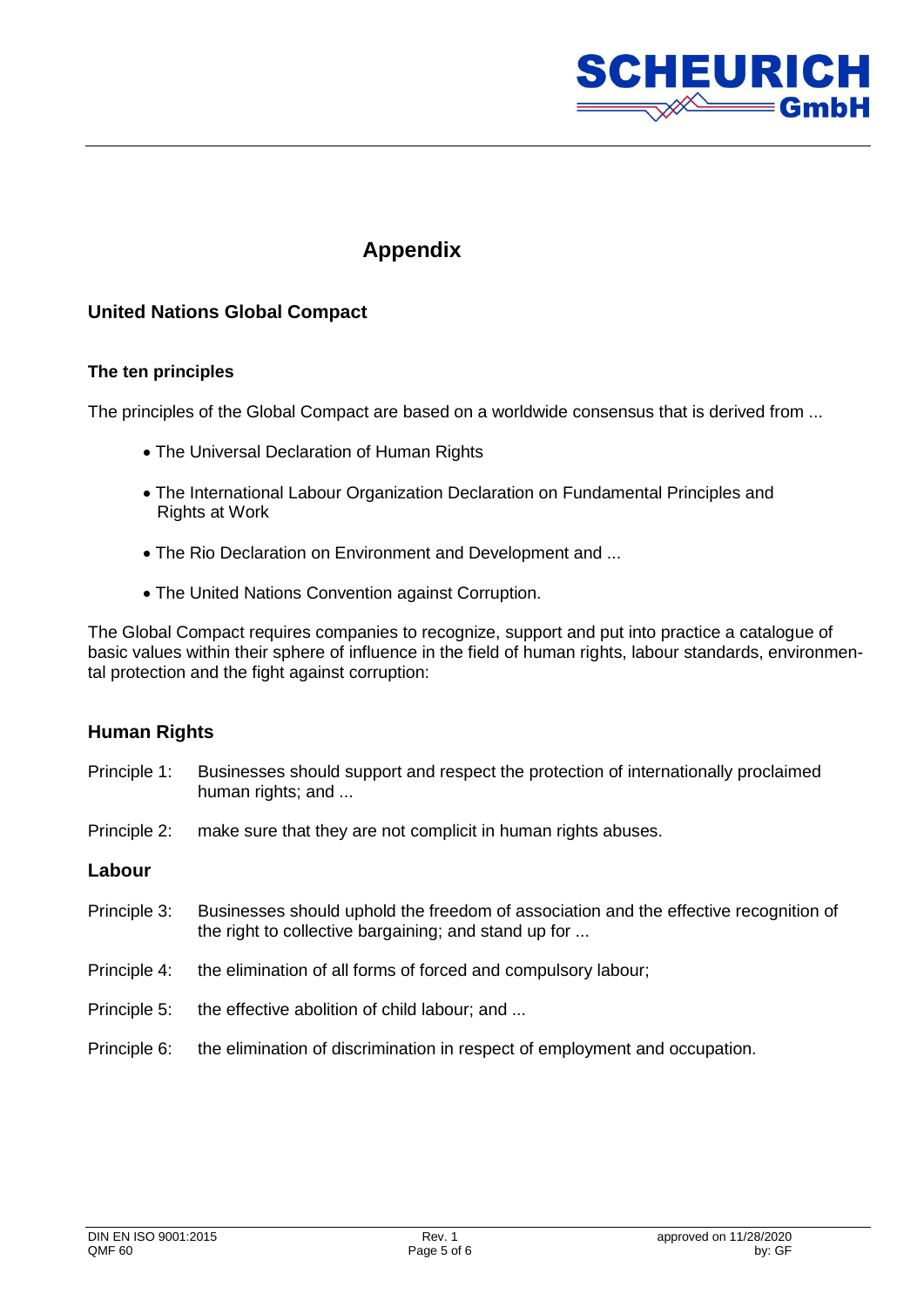# Appendix

## United Nations Global Compact

### The ten principles

The principles of the Global Compact are based on a worldwide consensus that is derived from ...

- The Universal Declaration of Human Rights
- The International Labour Organization Declaration on Fundamental Principles and Rights at Work
- The Rio Declaration on Environment and Development and ...
- The United Nations Convention against Corruption.

The Global Compact requires companies to recognize, support and put into practice a catalogue of basic values within their sphere of influence in the field of human rights, labour standards, environmental protection and the fight against corruption:

## Human Rights

Principle 1: Businesses should support and respect the protection of internationally proclaimed human rights; and ...

Principle 2: make sure that they are not complicit in human rights abuses.

## Labour

Principle 3: Businesses should uphold the freedom of association and the effective recognition of the right to collective bargaining; and stand up for ...

Principle 4: the elimination of all forms of forced and compulsory labour;

Principle 5: the effective abolition of child labour; and ...

Principle 6: the elimination of discrimination in respect of employment and occupation.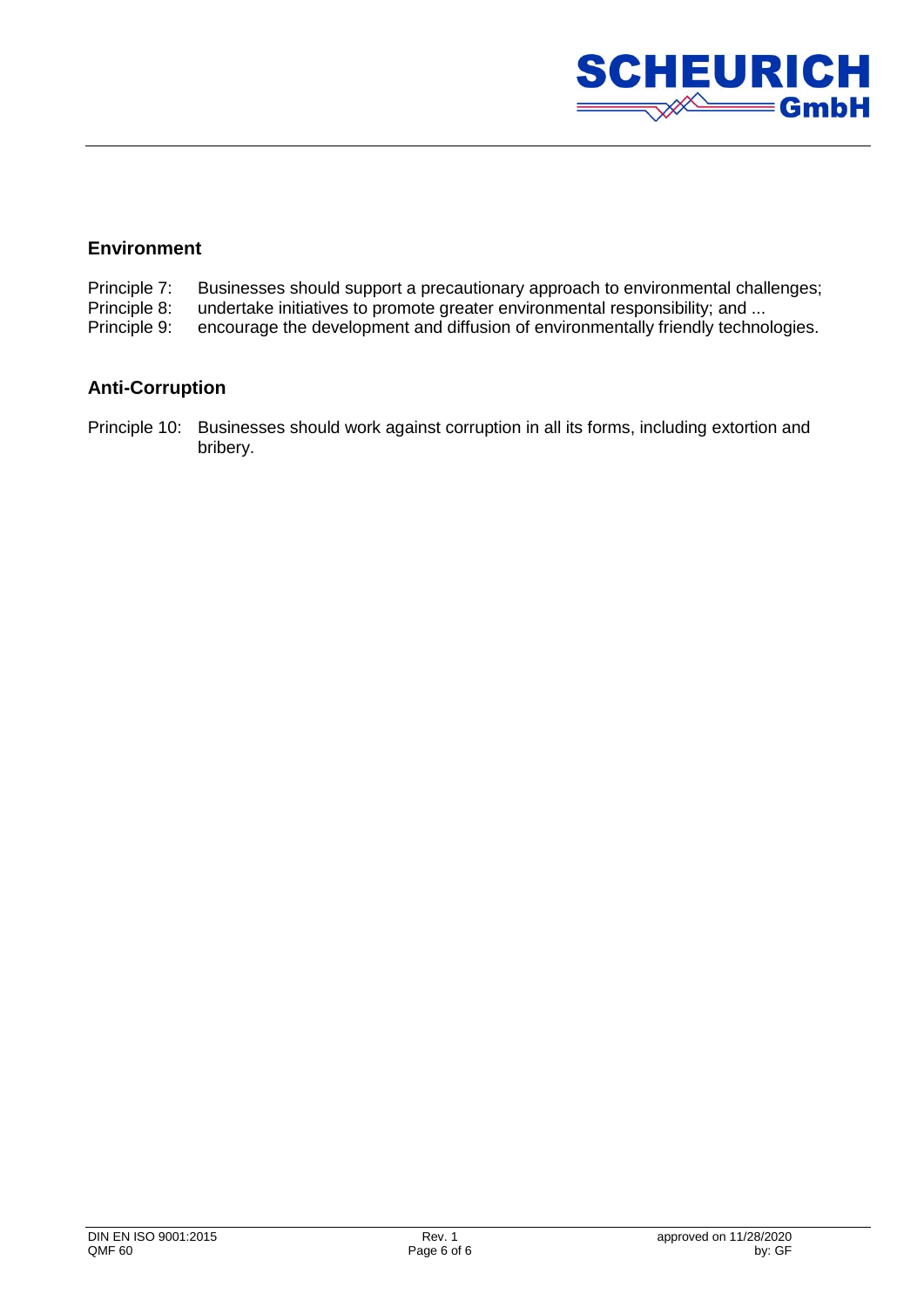## Environment

Principle 7: Businesses should support a precautionary approach to environmental challenges;
Principle 8: undertake initiatives to promote greater environmental responsibility; and ...
Principle 9: encourage the development and diffusion of environmentally friendly technologies.

## Anti-Corruption

Principle 10: Businesses should work against corruption in all its forms, including extortion and bribery.